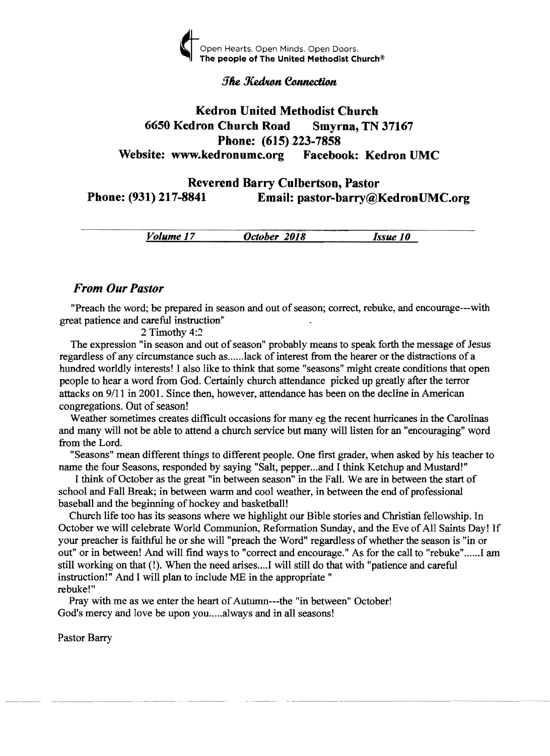Open Hearts. Open Minds. Open Doors.
**The people of The United Methodist Church®**

*The Kedron Connection*

## Kedron United Methodist Church

**6650 Kedron Church Road    Smyrna, TN 37167**
**Phone: (615) 223-7858**
**Website: www.kedronumc.org    Facebook: Kedron UMC**

**Reverend Barry Culbertson, Pastor**
**Phone: (931) 217-8841    Email: pastor-barry@KedronUMC.org**

***Volume 17    October 2018    Issue 10***

### *From Our Pastor*

"Preach the word; be prepared in season and out of season; correct, rebuke, and encourage---with great patience and careful instruction"

2 Timothy 4:2

The expression "in season and out of season" probably means to speak forth the message of Jesus regardless of any circumstance such as......lack of interest from the hearer or the distractions of a hundred worldly interests! I also like to think that some "seasons" might create conditions that open people to hear a word from God. Certainly church attendance picked up greatly after the terror attacks on 9/11 in 2001. Since then, however, attendance has been on the decline in American congregations. Out of season!

Weather sometimes creates difficult occasions for many eg the recent hurricanes in the Carolinas and many will not be able to attend a church service but many will listen for an "encouraging" word from the Lord.

"Seasons" mean different things to different people. One first grader, when asked by his teacher to name the four Seasons, responded by saying "Salt, pepper...and I think Ketchup and Mustard!"

I think of October as the great "in between season" in the Fall. We are in between the start of school and Fall Break; in between warm and cool weather, in between the end of professional baseball and the beginning of hockey and basketball!

Church life too has its seasons where we highlight our Bible stories and Christian fellowship. In October we will celebrate World Communion, Reformation Sunday, and the Eve of All Saints Day! If your preacher is faithful he or she will "preach the Word" regardless of whether the season is "in or out" or in between! And will find ways to "correct and encourage." As for the call to "rebuke"......I am still working on that (!). When the need arises....I will still do that with "patience and careful instruction!" And I will plan to include ME in the appropriate " rebuke!"

Pray with me as we enter the heart of Autumn---the "in between" October!
God's mercy and love be upon you.....always and in all seasons!

Pastor Barry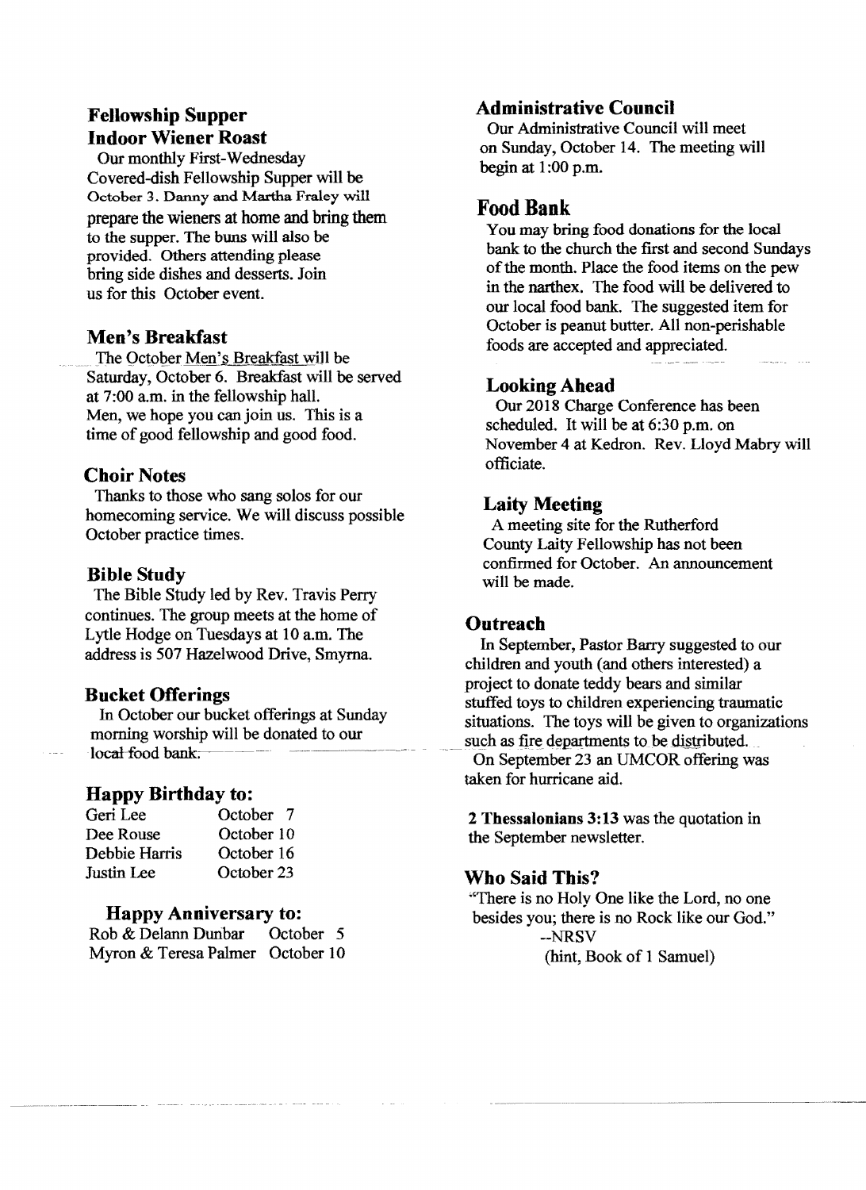## Fellowship Supper
## Indoor Wiener Roast

Our monthly First-Wednesday Covered-dish Fellowship Supper will be October 3. Danny and Martha Fraley will prepare the wieners at home and bring them to the supper. The buns will also be provided. Others attending please bring side dishes and desserts. Join us for this October event.

### Men's Breakfast

The October Men's Breakfast will be Saturday, October 6. Breakfast will be served at 7:00 a.m. in the fellowship hall. Men, we hope you can join us. This is a time of good fellowship and good food.

### Choir Notes

Thanks to those who sang solos for our homecoming service. We will discuss possible October practice times.

### Bible Study

The Bible Study led by Rev. Travis Perry continues. The group meets at the home of Lytle Hodge on Tuesdays at 10 a.m. The address is 507 Hazelwood Drive, Smyrna.

### Bucket Offerings

In October our bucket offerings at Sunday morning worship will be donated to our local food bank.

### Happy Birthday to:

| | |
|---|---|
| Geri Lee | October 7 |
| Dee Rouse | October 10 |
| Debbie Harris | October 16 |
| Justin Lee | October 23 |

### Happy Anniversary to:

| | |
|---|---|
| Rob & Delann Dunbar | October 5 |
| Myron & Teresa Palmer | October 10 |

### Administrative Council

Our Administrative Council will meet on Sunday, October 14. The meeting will begin at 1:00 p.m.

## Food Bank

You may bring food donations for the local bank to the church the first and second Sundays of the month. Place the food items on the pew in the narthex. The food will be delivered to our local food bank. The suggested item for October is peanut butter. All non-perishable foods are accepted and appreciated.

### Looking Ahead

Our 2018 Charge Conference has been scheduled. It will be at 6:30 p.m. on November 4 at Kedron. Rev. Lloyd Mabry will officiate.

### Laity Meeting

A meeting site for the Rutherford County Laity Fellowship has not been confirmed for October. An announcement will be made.

### Outreach

In September, Pastor Barry suggested to our children and youth (and others interested) a project to donate teddy bears and similar stuffed toys to children experiencing traumatic situations. The toys will be given to organizations such as fire departments to be distributed.

On September 23 an UMCOR offering was taken for hurricane aid.

**2 Thessalonians 3:13** was the quotation in the September newsletter.

### Who Said This?

"There is no Holy One like the Lord, no one besides you; there is no Rock like our God."
--NRSV
(hint, Book of 1 Samuel)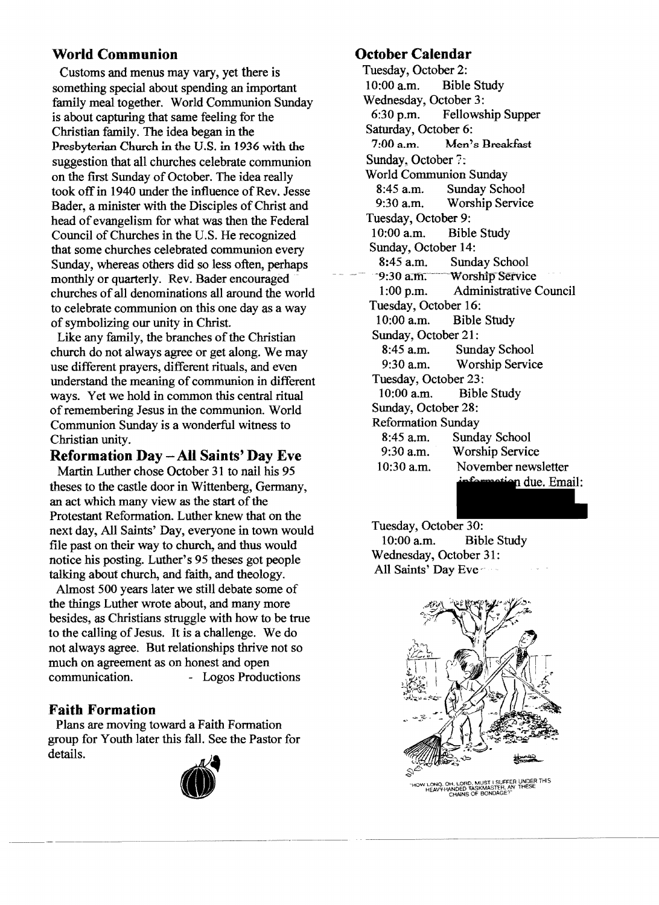## World Communion

Customs and menus may vary, yet there is something special about spending an important family meal together. World Communion Sunday is about capturing that same feeling for the Christian family. The idea began in the Presbyterian Church in the U.S. in 1936 with the suggestion that all churches celebrate communion on the first Sunday of October. The idea really took off in 1940 under the influence of Rev. Jesse Bader, a minister with the Disciples of Christ and head of evangelism for what was then the Federal Council of Churches in the U.S. He recognized that some churches celebrated communion every Sunday, whereas others did so less often, perhaps monthly or quarterly. Rev. Bader encouraged churches of all denominations all around the world to celebrate communion on this one day as a way of symbolizing our unity in Christ.

Like any family, the branches of the Christian church do not always agree or get along. We may use different prayers, different rituals, and even understand the meaning of communion in different ways. Yet we hold in common this central ritual of remembering Jesus in the communion. World Communion Sunday is a wonderful witness to Christian unity.

## Reformation Day – All Saints' Day Eve

Martin Luther chose October 31 to nail his 95 theses to the castle door in Wittenberg, Germany, an act which many view as the start of the Protestant Reformation. Luther knew that on the next day, All Saints' Day, everyone in town would file past on their way to church, and thus would notice his posting. Luther's 95 theses got people talking about church, and faith, and theology.

Almost 500 years later we still debate some of the things Luther wrote about, and many more besides, as Christians struggle with how to be true to the calling of Jesus. It is a challenge. We do not always agree. But relationships thrive not so much on agreement as on honest and open communication. - Logos Productions

## Faith Formation

Plans are moving toward a Faith Formation group for Youth later this fall. See the Pastor for details.

## October Calendar

Tuesday, October 2:
10:00 a.m. Bible Study

Wednesday, October 3:
6:30 p.m. Fellowship Supper

Saturday, October 6:
7:00 a.m. Men's Breakfast

Sunday, October 7:
World Communion Sunday
8:45 a.m. Sunday School
9:30 a.m. Worship Service

Tuesday, October 9:
10:00 a.m. Bible Study

Sunday, October 14:
8:45 a.m. Sunday School
9:30 a.m. Worship Service
1:00 p.m. Administrative Council

Tuesday, October 16:
10:00 a.m. Bible Study

Sunday, October 21:
8:45 a.m. Sunday School
9:30 a.m. Worship Service

Tuesday, October 23:
10:00 a.m. Bible Study

Sunday, October 28:
Reformation Sunday
8:45 a.m. Sunday School
9:30 a.m. Worship Service
10:30 a.m. November newsletter information due. Email:

Tuesday, October 30:
10:00 a.m. Bible Study

Wednesday, October 31:
All Saints' Day Eve

"HOW LONG, OH, LORD, MUST I SUFFER UNDER THIS HEAVY-HANDED TASKMASTER, AN' THESE CHAINS OF BONDAGE?"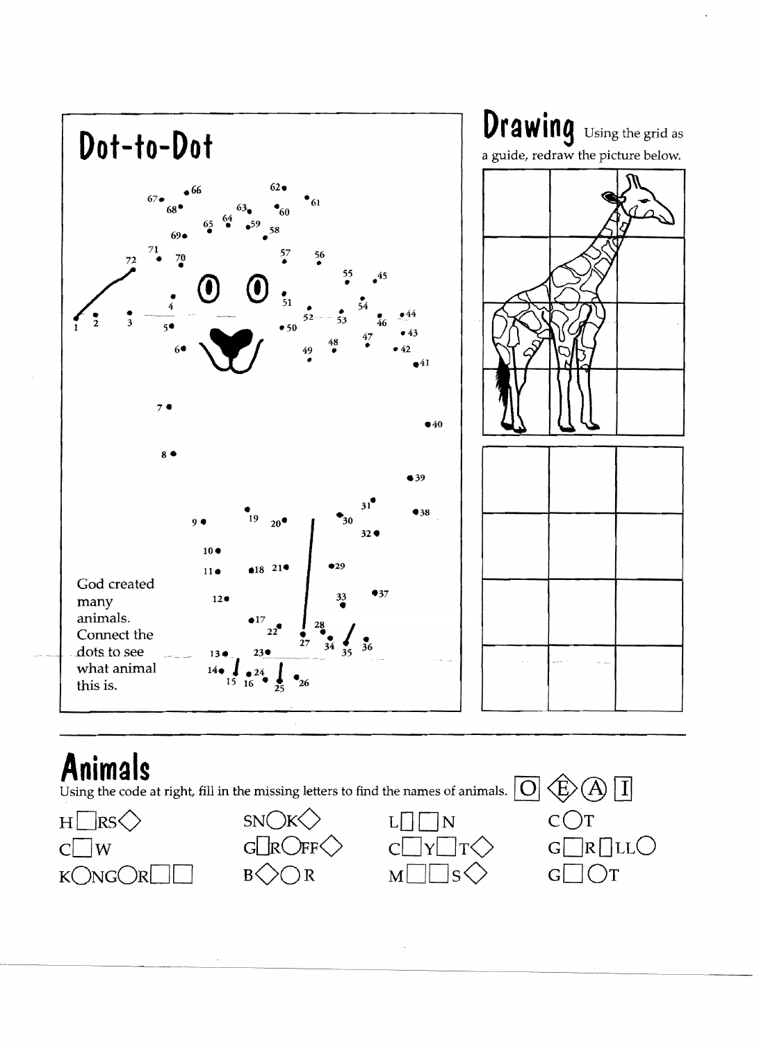## Dot-to-Dot

God created many animals. Connect the dots to see what animal this is.

## Drawing

Using the grid as a guide, redraw the picture below.

## Animals

Using the code at right, fill in the missing letters to find the names of animals. [O] ◇E◇ (A) [I]

H☐RS◇ | SN○K◇ | L☐☐N | C○T

C☐W | G☐R○FF◇ | C☐Y☐T◇ | G☐R☐LL○

K○NG○R☐☐ | B◇○R | M☐☐S◇ | G☐○T